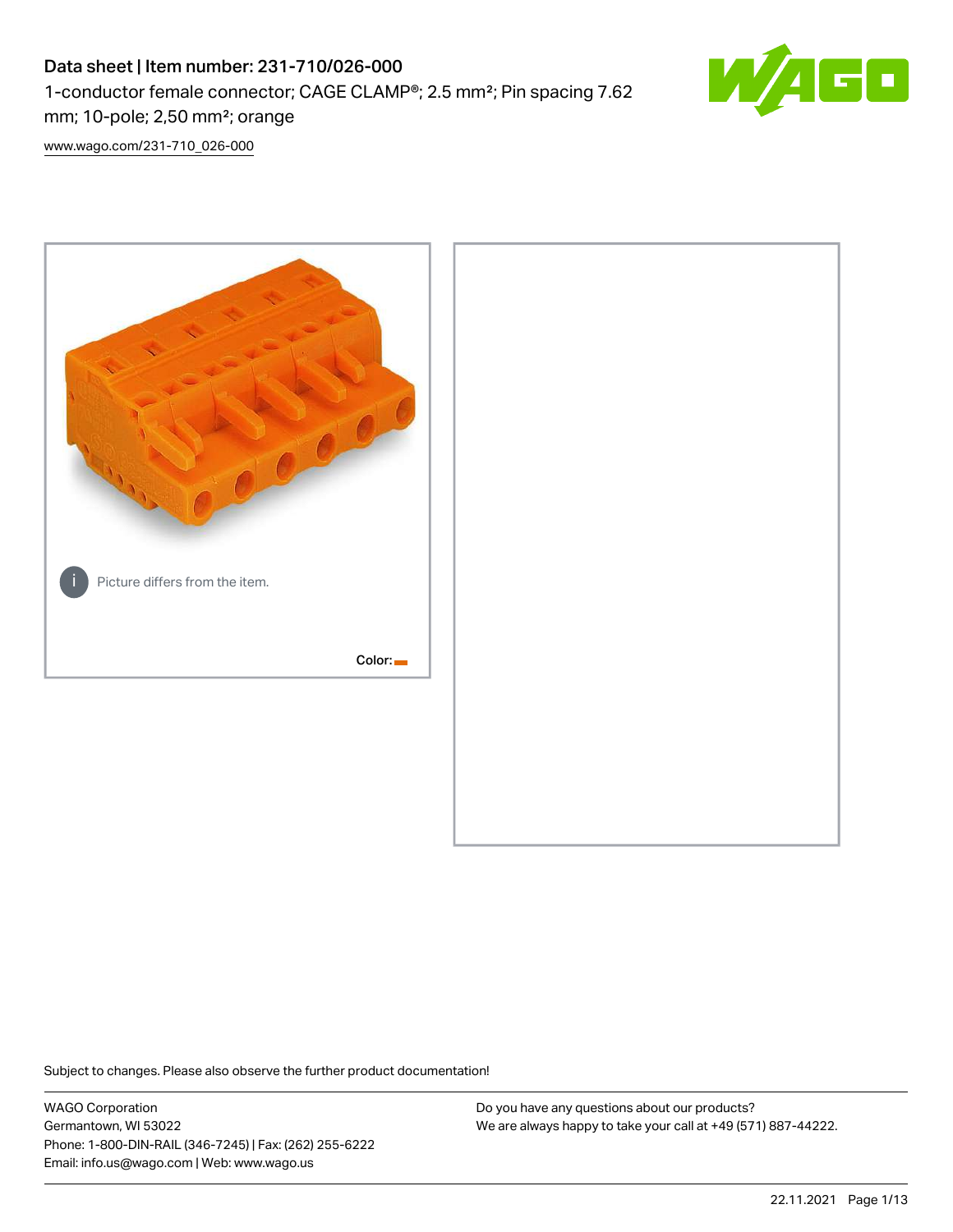# Data sheet | Item number: 231-710/026-000

1-conductor female connector; CAGE CLAMP®; 2.5 mm²; Pin spacing 7.62 mm; 10-pole; 2,50 mm²; orange

www.wago.com/231-710_026-000

Picture differs from the item.

Color:

Subject to changes. Please also observe the further product documentation!

WAGO Corporation
Germantown, WI 53022
Phone: 1-800-DIN-RAIL (346-7245) | Fax: (262) 255-6222
Email: info.us@wago.com | Web: www.wago.us

Do you have any questions about our products?
We are always happy to take your call at +49 (571) 887-44222.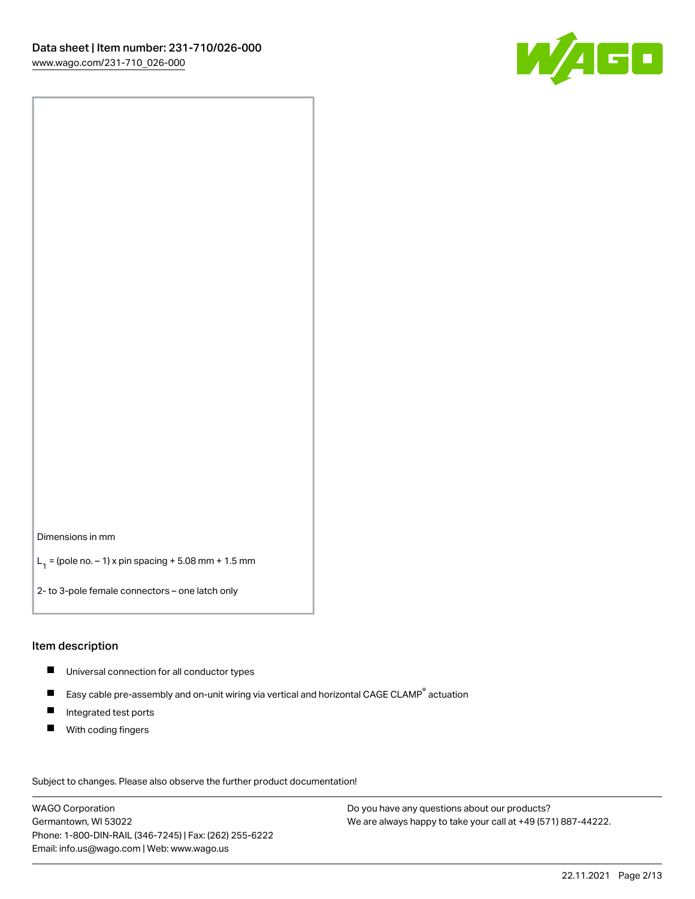Dimensions in mm

$L_1$ = (pole no. – 1) x pin spacing + 5.08 mm + 1.5 mm

2- to 3-pole female connectors – one latch only

## Item description

- Universal connection for all conductor types
- Easy cable pre-assembly and on-unit wiring via vertical and horizontal CAGE CLAMP® actuation
- Integrated test ports
- With coding fingers

Subject to changes. Please also observe the further product documentation!

WAGO Corporation
Germantown, WI 53022
Phone: 1-800-DIN-RAIL (346-7245) | Fax: (262) 255-6222
Email: info.us@wago.com | Web: www.wago.us

Do you have any questions about our products?
We are always happy to take your call at +49 (571) 887-44222.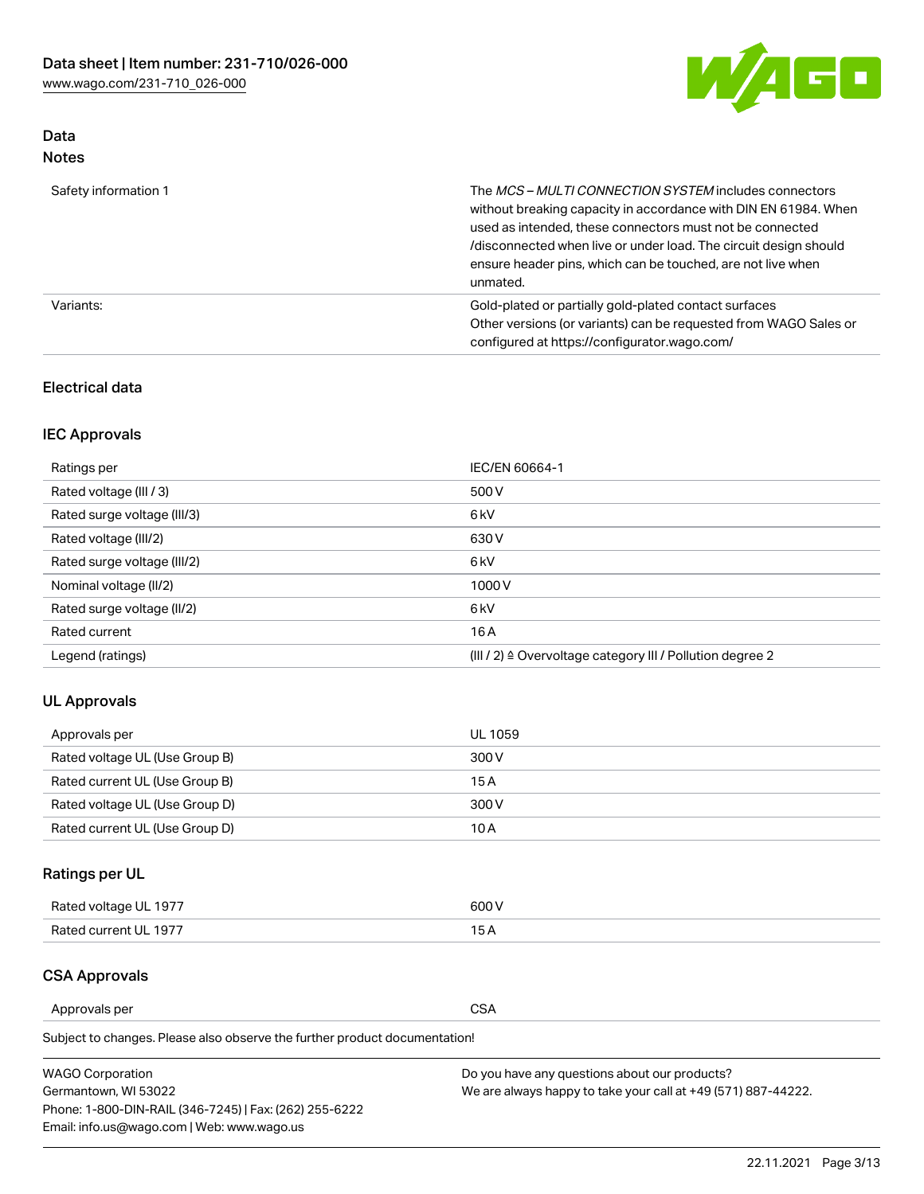## Data
### Notes

| | |
|---|---|
| Safety information 1 | The *MCS – MULTI CONNECTION SYSTEM* includes connectors without breaking capacity in accordance with DIN EN 61984. When used as intended, these connectors must not be connected /disconnected when live or under load. The circuit design should ensure header pins, which can be touched, are not live when unmated. |
| Variants: | Gold-plated or partially gold-plated contact surfaces<br>Other versions (or variants) can be requested from WAGO Sales or configured at https://configurator.wago.com/ |

### Electrical data

### IEC Approvals

| | |
|---|---|
| Ratings per | IEC/EN 60664-1 |
| Rated voltage (III / 3) | 500 V |
| Rated surge voltage (III/3) | 6 kV |
| Rated voltage (III/2) | 630 V |
| Rated surge voltage (III/2) | 6 kV |
| Nominal voltage (II/2) | 1000 V |
| Rated surge voltage (II/2) | 6 kV |
| Rated current | 16 A |
| Legend (ratings) | (III / 2) ≙ Overvoltage category III / Pollution degree 2 |

### UL Approvals

| | |
|---|---|
| Approvals per | UL 1059 |
| Rated voltage UL (Use Group B) | 300 V |
| Rated current UL (Use Group B) | 15 A |
| Rated voltage UL (Use Group D) | 300 V |
| Rated current UL (Use Group D) | 10 A |

### Ratings per UL

| | |
|---|---|
| Rated voltage UL 1977 | 600 V |
| Rated current UL 1977 | 15 A |

### CSA Approvals

| | |
|---|---|
| Approvals per | CSA |

Subject to changes. Please also observe the further product documentation!

WAGO Corporation
Germantown, WI 53022
Phone: 1-800-DIN-RAIL (346-7245) | Fax: (262) 255-6222
Email: info.us@wago.com | Web: www.wago.us

Do you have any questions about our products?
We are always happy to take your call at +49 (571) 887-44222.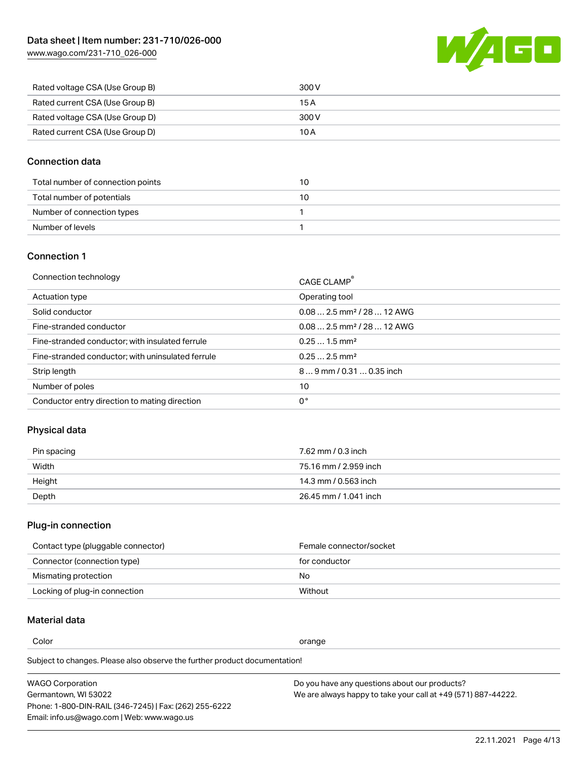| Rated voltage CSA (Use Group B) | 300 V |
| --- | --- |
| Rated current CSA (Use Group B) | 15 A |
| Rated voltage CSA (Use Group D) | 300 V |
| Rated current CSA (Use Group D) | 10 A |

## Connection data

| Total number of connection points | 10 |
| --- | --- |
| Total number of potentials | 10 |
| Number of connection types | 1 |
| Number of levels | 1 |

## Connection 1

| Connection technology | CAGE CLAMP® |
| --- | --- |
| Actuation type | Operating tool |
| Solid conductor | 0.08 … 2.5 mm² / 28 … 12 AWG |
| Fine-stranded conductor | 0.08 … 2.5 mm² / 28 … 12 AWG |
| Fine-stranded conductor; with insulated ferrule | 0.25 … 1.5 mm² |
| Fine-stranded conductor; with uninsulated ferrule | 0.25 … 2.5 mm² |
| Strip length | 8 … 9 mm / 0.31 … 0.35 inch |
| Number of poles | 10 |
| Conductor entry direction to mating direction | 0° |

## Physical data

| Pin spacing | 7.62 mm / 0.3 inch |
| --- | --- |
| Width | 75.16 mm / 2.959 inch |
| Height | 14.3 mm / 0.563 inch |
| Depth | 26.45 mm / 1.041 inch |

## Plug-in connection

| Contact type (pluggable connector) | Female connector/socket |
| --- | --- |
| Connector (connection type) | for conductor |
| Mismating protection | No |
| Locking of plug-in connection | Without |

## Material data

| Color | orange |
| --- | --- |

Subject to changes. Please also observe the further product documentation!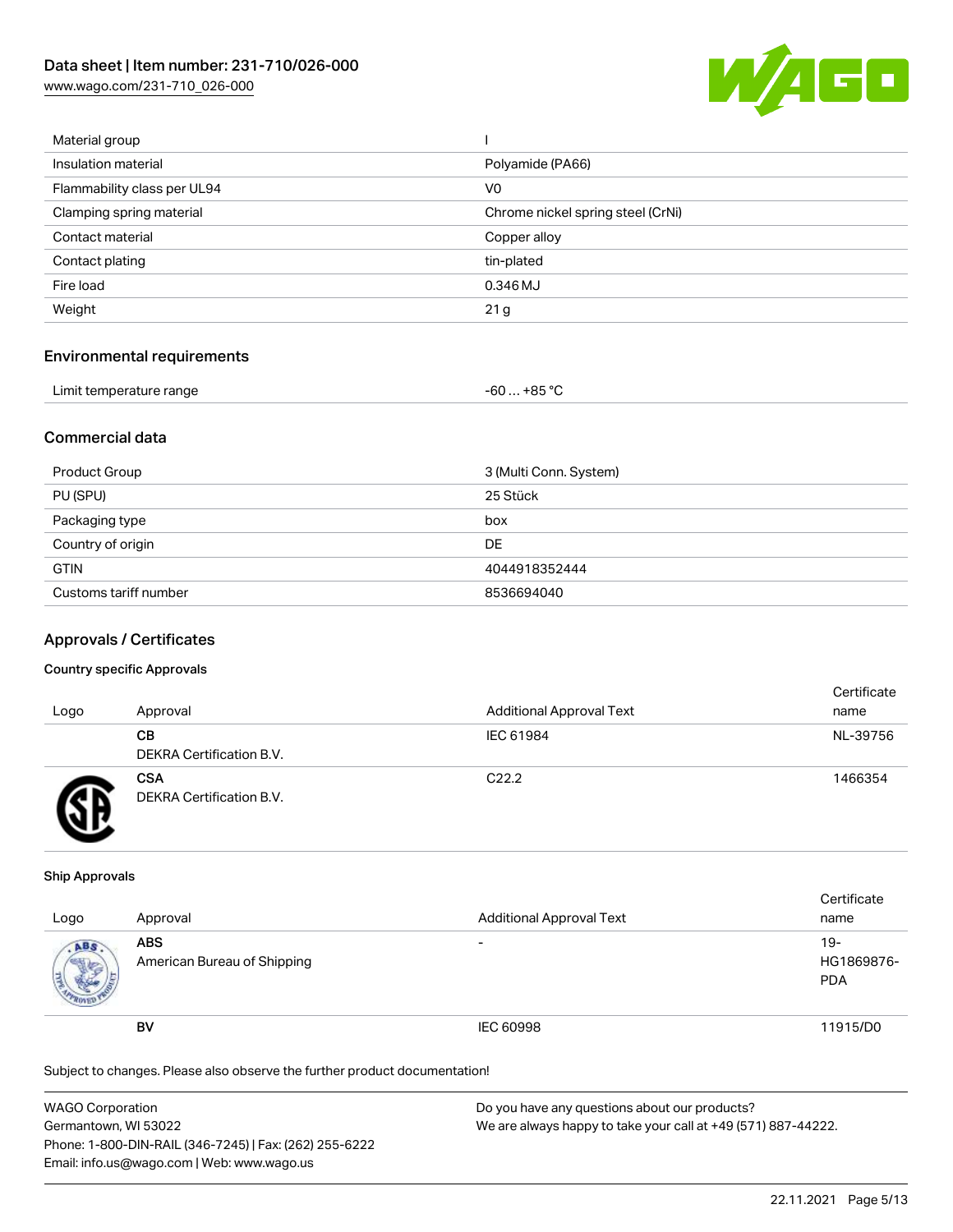| | |
|---|---|
| Material group | I |
| Insulation material | Polyamide (PA66) |
| Flammability class per UL94 | V0 |
| Clamping spring material | Chrome nickel spring steel (CrNi) |
| Contact material | Copper alloy |
| Contact plating | tin-plated |
| Fire load | 0.346 MJ |
| Weight | 21 g |

## Environmental requirements

| | |
|---|---|
| Limit temperature range | -60 … +85 °C |

## Commercial data

| | |
|---|---|
| Product Group | 3 (Multi Conn. System) |
| PU (SPU) | 25 Stück |
| Packaging type | box |
| Country of origin | DE |
| GTIN | 4044918352444 |
| Customs tariff number | 8536694040 |

## Approvals / Certificates

### Country specific Approvals

| Logo | Approval | Additional Approval Text | Certificate name |
|---|---|---|---|
| | **CB** DEKRA Certification B.V. | IEC 61984 | NL-39756 |
| | **CSA** DEKRA Certification B.V. | C22.2 | 1466354 |

### Ship Approvals

| Logo | Approval | Additional Approval Text | Certificate name |
|---|---|---|---|
| | **ABS** American Bureau of Shipping | - | 19-HG1869876-PDA |
| | **BV** | IEC 60998 | 11915/D0 |

Subject to changes. Please also observe the further product documentation!

WAGO Corporation
Germantown, WI 53022
Phone: 1-800-DIN-RAIL (346-7245) | Fax: (262) 255-6222
Email: info.us@wago.com | Web: www.wago.us

Do you have any questions about our products?
We are always happy to take your call at +49 (571) 887-44222.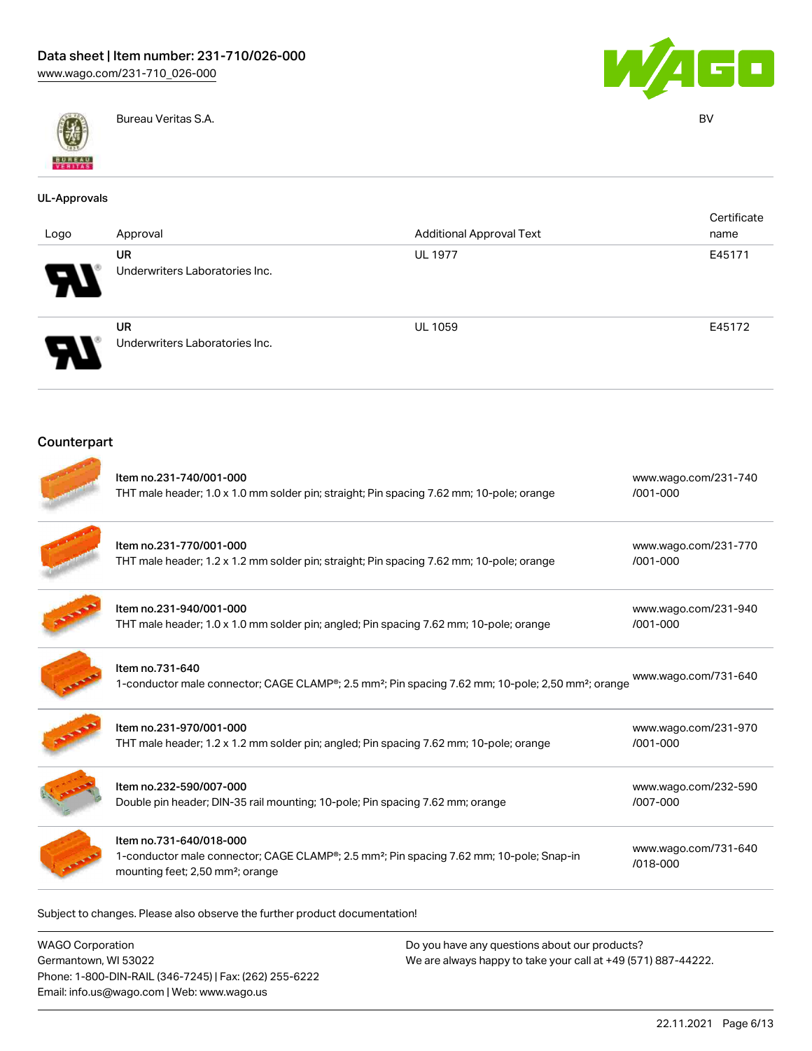| | | |
|---|---|---|
| | Bureau Veritas S.A. | BV |

## UL-Approvals

| Logo | Approval | Additional Approval Text | Certificate name |
|---|---|---|---|
| | UR<br>Underwriters Laboratories Inc. | UL 1977 | E45171 |
| | UR<br>Underwriters Laboratories Inc. | UL 1059 | E45172 |

## Counterpart

| | | |
|---|---|---|
| | Item no.231-740/001-000<br>THT male header; 1.0 x 1.0 mm solder pin; straight; Pin spacing 7.62 mm; 10-pole; orange | www.wago.com/231-740/001-000 |
| | Item no.231-770/001-000<br>THT male header; 1.2 x 1.2 mm solder pin; straight; Pin spacing 7.62 mm; 10-pole; orange | www.wago.com/231-770/001-000 |
| | Item no.231-940/001-000<br>THT male header; 1.0 x 1.0 mm solder pin; angled; Pin spacing 7.62 mm; 10-pole; orange | www.wago.com/231-940/001-000 |
| | Item no.731-640<br>1-conductor male connector; CAGE CLAMP®; 2.5 mm²; Pin spacing 7.62 mm; 10-pole; 2,50 mm²; orange | www.wago.com/731-640 |
| | Item no.231-970/001-000<br>THT male header; 1.2 x 1.2 mm solder pin; angled; Pin spacing 7.62 mm; 10-pole; orange | www.wago.com/231-970/001-000 |
| | Item no.232-590/007-000<br>Double pin header; DIN-35 rail mounting; 10-pole; Pin spacing 7.62 mm; orange | www.wago.com/232-590/007-000 |
| | Item no.731-640/018-000<br>1-conductor male connector; CAGE CLAMP®; 2.5 mm²; Pin spacing 7.62 mm; 10-pole; Snap-in mounting feet; 2,50 mm²; orange | www.wago.com/731-640/018-000 |

Subject to changes. Please also observe the further product documentation!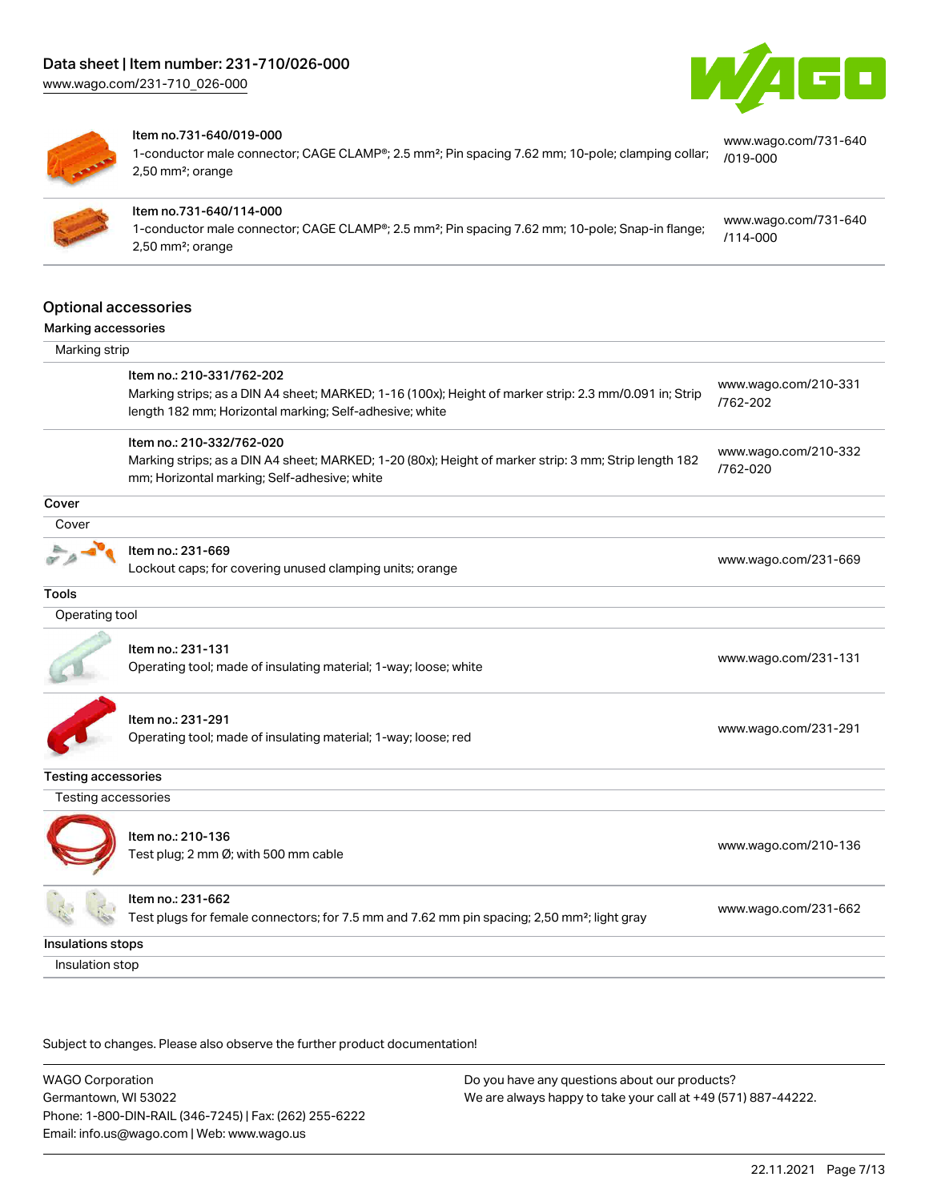| Item | Link |
|---|---|
| Item no.731-640/019-000<br>1-conductor male connector; CAGE CLAMP®; 2.5 mm²; Pin spacing 7.62 mm; 10-pole; clamping collar; 2,50 mm²; orange | www.wago.com/731-640/019-000 |
| Item no.731-640/114-000<br>1-conductor male connector; CAGE CLAMP®; 2.5 mm²; Pin spacing 7.62 mm; 10-pole; Snap-in flange; 2,50 mm²; orange | www.wago.com/731-640/114-000 |

## Optional accessories

### Marking accessories

Marking strip

| Item | Link |
|---|---|
| Item no.: 210-331/762-202<br>Marking strips; as a DIN A4 sheet; MARKED; 1-16 (100x); Height of marker strip: 2.3 mm/0.091 in; Strip length 182 mm; Horizontal marking; Self-adhesive; white | www.wago.com/210-331/762-202 |
| Item no.: 210-332/762-020<br>Marking strips; as a DIN A4 sheet; MARKED; 1-20 (80x); Height of marker strip: 3 mm; Strip length 182 mm; Horizontal marking; Self-adhesive; white | www.wago.com/210-332/762-020 |

### Cover

Cover

| Item | Link |
|---|---|
| Item no.: 231-669<br>Lockout caps; for covering unused clamping units; orange | www.wago.com/231-669 |

### Tools

Operating tool

| Item | Link |
|---|---|
| Item no.: 231-131<br>Operating tool; made of insulating material; 1-way; loose; white | www.wago.com/231-131 |
| Item no.: 231-291<br>Operating tool; made of insulating material; 1-way; loose; red | www.wago.com/231-291 |

### Testing accessories

Testing accessories

| Item | Link |
|---|---|
| Item no.: 210-136<br>Test plug; 2 mm Ø; with 500 mm cable | www.wago.com/210-136 |
| Item no.: 231-662<br>Test plugs for female connectors; for 7.5 mm and 7.62 mm pin spacing; 2,50 mm²; light gray | www.wago.com/231-662 |

### Insulations stops

Insulation stop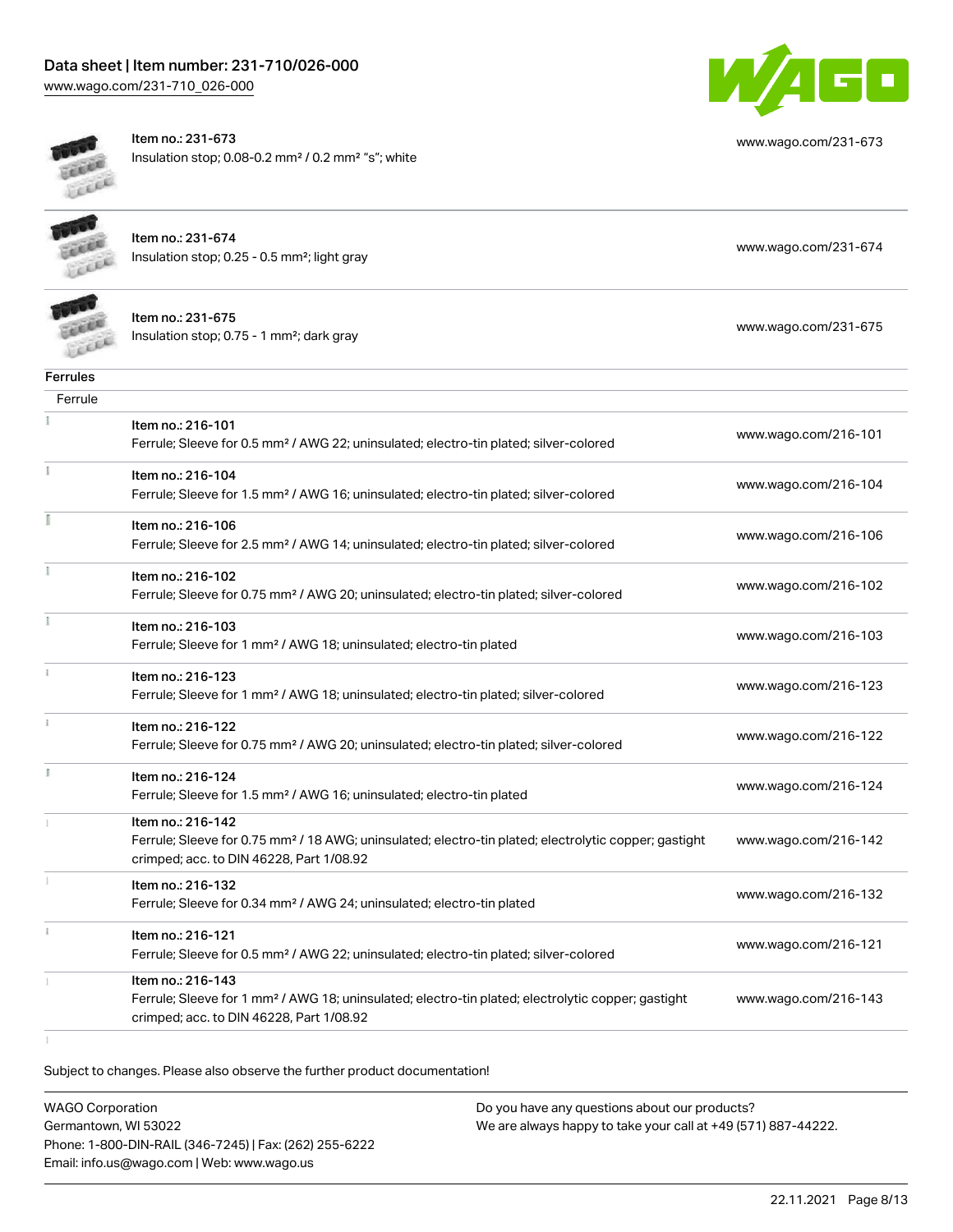| Item | Link |
| --- | --- |
| Item no.: 231-673<br>Insulation stop; 0.08-0.2 mm² / 0.2 mm² "s"; white | www.wago.com/231-673 |
| Item no.: 231-674<br>Insulation stop; 0.25 - 0.5 mm²; light gray | www.wago.com/231-674 |
| Item no.: 231-675<br>Insulation stop; 0.75 - 1 mm²; dark gray | www.wago.com/231-675 |

### Ferrules

Ferrule

| Item | Link |
| --- | --- |
| Item no.: 216-101<br>Ferrule; Sleeve for 0.5 mm² / AWG 22; uninsulated; electro-tin plated; silver-colored | www.wago.com/216-101 |
| Item no.: 216-104<br>Ferrule; Sleeve for 1.5 mm² / AWG 16; uninsulated; electro-tin plated; silver-colored | www.wago.com/216-104 |
| Item no.: 216-106<br>Ferrule; Sleeve for 2.5 mm² / AWG 14; uninsulated; electro-tin plated; silver-colored | www.wago.com/216-106 |
| Item no.: 216-102<br>Ferrule; Sleeve for 0.75 mm² / AWG 20; uninsulated; electro-tin plated; silver-colored | www.wago.com/216-102 |
| Item no.: 216-103<br>Ferrule; Sleeve for 1 mm² / AWG 18; uninsulated; electro-tin plated | www.wago.com/216-103 |
| Item no.: 216-123<br>Ferrule; Sleeve for 1 mm² / AWG 18; uninsulated; electro-tin plated; silver-colored | www.wago.com/216-123 |
| Item no.: 216-122<br>Ferrule; Sleeve for 0.75 mm² / AWG 20; uninsulated; electro-tin plated; silver-colored | www.wago.com/216-122 |
| Item no.: 216-124<br>Ferrule; Sleeve for 1.5 mm² / AWG 16; uninsulated; electro-tin plated | www.wago.com/216-124 |
| Item no.: 216-142<br>Ferrule; Sleeve for 0.75 mm² / 18 AWG; uninsulated; electro-tin plated; electrolytic copper; gastight crimped; acc. to DIN 46228, Part 1/08.92 | www.wago.com/216-142 |
| Item no.: 216-132<br>Ferrule; Sleeve for 0.34 mm² / AWG 24; uninsulated; electro-tin plated | www.wago.com/216-132 |
| Item no.: 216-121<br>Ferrule; Sleeve for 0.5 mm² / AWG 22; uninsulated; electro-tin plated; silver-colored | www.wago.com/216-121 |
| Item no.: 216-143<br>Ferrule; Sleeve for 1 mm² / AWG 18; uninsulated; electro-tin plated; electrolytic copper; gastight crimped; acc. to DIN 46228, Part 1/08.92 | www.wago.com/216-143 |

Subject to changes. Please also observe the further product documentation!

WAGO Corporation
Germantown, WI 53022
Phone: 1-800-DIN-RAIL (346-7245) | Fax: (262) 255-6222
Email: info.us@wago.com | Web: www.wago.us

Do you have any questions about our products?
We are always happy to take your call at +49 (571) 887-44222.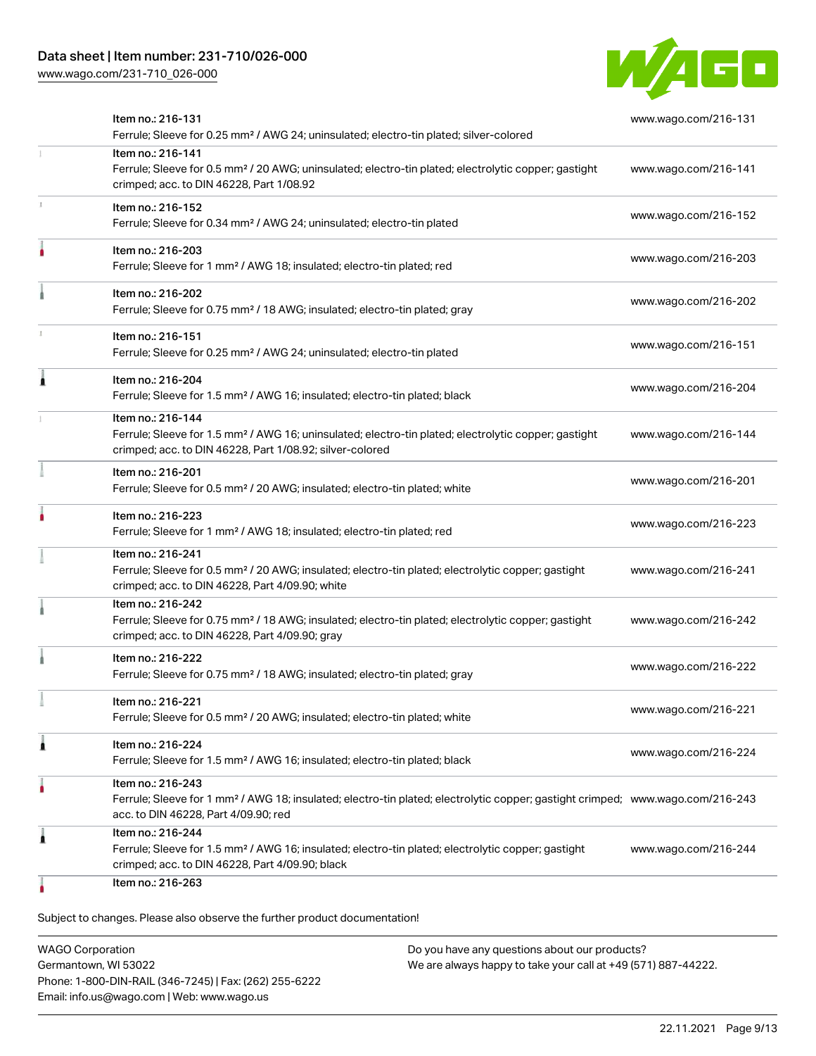| Item | Link |
|---|---|
| Item no.: 216-131<br>Ferrule; Sleeve for 0.25 mm² / AWG 24; uninsulated; electro-tin plated; silver-colored | www.wago.com/216-131 |
| Item no.: 216-141<br>Ferrule; Sleeve for 0.5 mm² / 20 AWG; uninsulated; electro-tin plated; electrolytic copper; gastight crimped; acc. to DIN 46228, Part 1/08.92 | www.wago.com/216-141 |
| Item no.: 216-152<br>Ferrule; Sleeve for 0.34 mm² / AWG 24; uninsulated; electro-tin plated | www.wago.com/216-152 |
| Item no.: 216-203<br>Ferrule; Sleeve for 1 mm² / AWG 18; insulated; electro-tin plated; red | www.wago.com/216-203 |
| Item no.: 216-202<br>Ferrule; Sleeve for 0.75 mm² / 18 AWG; insulated; electro-tin plated; gray | www.wago.com/216-202 |
| Item no.: 216-151<br>Ferrule; Sleeve for 0.25 mm² / AWG 24; uninsulated; electro-tin plated | www.wago.com/216-151 |
| Item no.: 216-204<br>Ferrule; Sleeve for 1.5 mm² / AWG 16; insulated; electro-tin plated; black | www.wago.com/216-204 |
| Item no.: 216-144<br>Ferrule; Sleeve for 1.5 mm² / AWG 16; uninsulated; electro-tin plated; electrolytic copper; gastight crimped; acc. to DIN 46228, Part 1/08.92; silver-colored | www.wago.com/216-144 |
| Item no.: 216-201<br>Ferrule; Sleeve for 0.5 mm² / 20 AWG; insulated; electro-tin plated; white | www.wago.com/216-201 |
| Item no.: 216-223<br>Ferrule; Sleeve for 1 mm² / AWG 18; insulated; electro-tin plated; red | www.wago.com/216-223 |
| Item no.: 216-241<br>Ferrule; Sleeve for 0.5 mm² / 20 AWG; insulated; electro-tin plated; electrolytic copper; gastight crimped; acc. to DIN 46228, Part 4/09.90; white | www.wago.com/216-241 |
| Item no.: 216-242<br>Ferrule; Sleeve for 0.75 mm² / 18 AWG; insulated; electro-tin plated; electrolytic copper; gastight crimped; acc. to DIN 46228, Part 4/09.90; gray | www.wago.com/216-242 |
| Item no.: 216-222<br>Ferrule; Sleeve for 0.75 mm² / 18 AWG; insulated; electro-tin plated; gray | www.wago.com/216-222 |
| Item no.: 216-221<br>Ferrule; Sleeve for 0.5 mm² / 20 AWG; insulated; electro-tin plated; white | www.wago.com/216-221 |
| Item no.: 216-224<br>Ferrule; Sleeve for 1.5 mm² / AWG 16; insulated; electro-tin plated; black | www.wago.com/216-224 |
| Item no.: 216-243<br>Ferrule; Sleeve for 1 mm² / AWG 18; insulated; electro-tin plated; electrolytic copper; gastight crimped; acc. to DIN 46228, Part 4/09.90; red | www.wago.com/216-243 |
| Item no.: 216-244<br>Ferrule; Sleeve for 1.5 mm² / AWG 16; insulated; electro-tin plated; electrolytic copper; gastight crimped; acc. to DIN 46228, Part 4/09.90; black | www.wago.com/216-244 |
| Item no.: 216-263 | |

Subject to changes. Please also observe the further product documentation!

WAGO Corporation
Germantown, WI 53022
Phone: 1-800-DIN-RAIL (346-7245) | Fax: (262) 255-6222
Email: info.us@wago.com | Web: www.wago.us

Do you have any questions about our products?
We are always happy to take your call at +49 (571) 887-44222.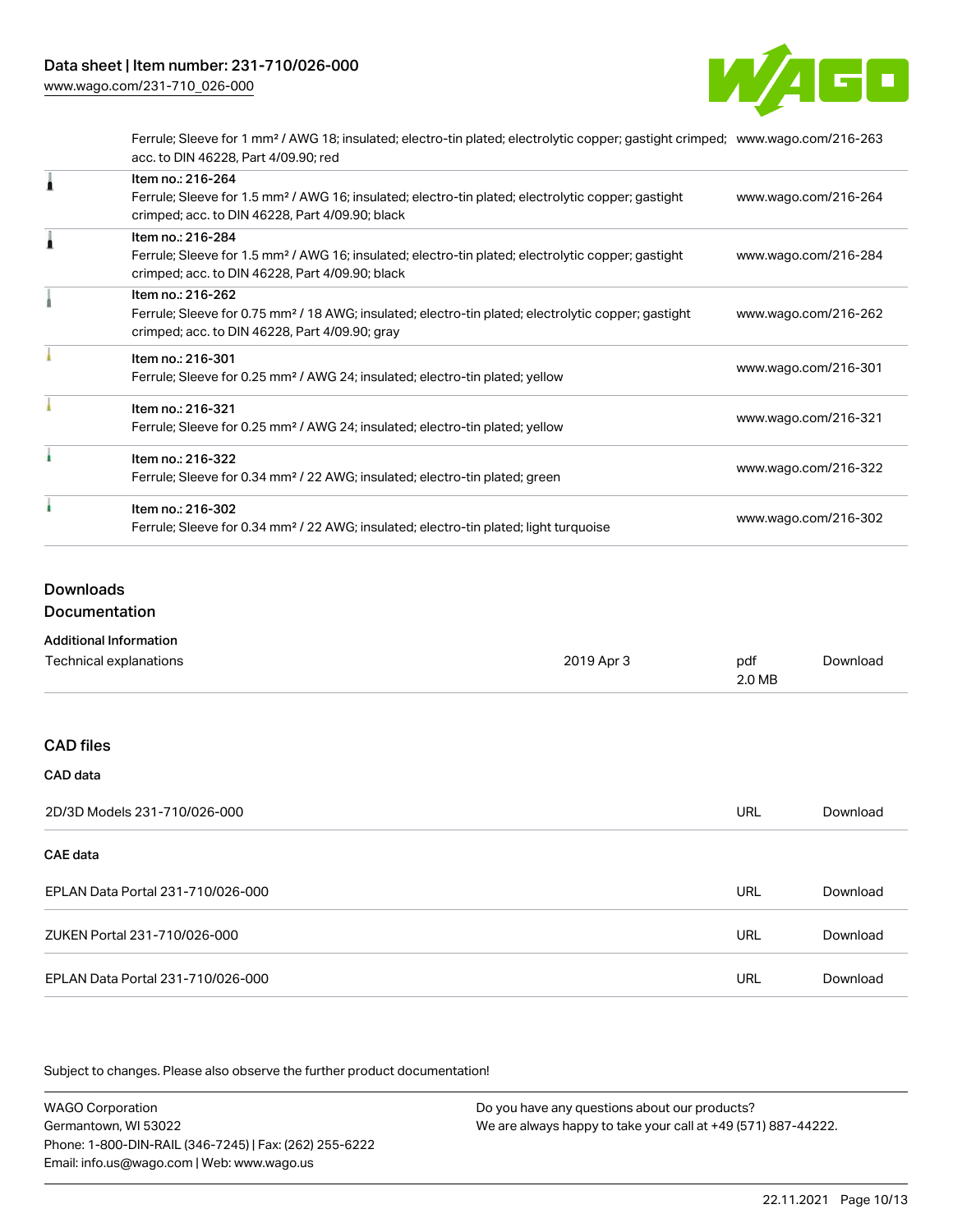| | | |
|---|---|---|
| | Ferrule; Sleeve for 1 mm² / AWG 18; insulated; electro-tin plated; electrolytic copper; gastight crimped; acc. to DIN 46228, Part 4/09.90; red | www.wago.com/216-263 |
| | Item no.: 216-264<br>Ferrule; Sleeve for 1.5 mm² / AWG 16; insulated; electro-tin plated; electrolytic copper; gastight crimped; acc. to DIN 46228, Part 4/09.90; black | www.wago.com/216-264 |
| | Item no.: 216-284<br>Ferrule; Sleeve for 1.5 mm² / AWG 16; insulated; electro-tin plated; electrolytic copper; gastight crimped; acc. to DIN 46228, Part 4/09.90; black | www.wago.com/216-284 |
| | Item no.: 216-262<br>Ferrule; Sleeve for 0.75 mm² / 18 AWG; insulated; electro-tin plated; electrolytic copper; gastight crimped; acc. to DIN 46228, Part 4/09.90; gray | www.wago.com/216-262 |
| | Item no.: 216-301<br>Ferrule; Sleeve for 0.25 mm² / AWG 24; insulated; electro-tin plated; yellow | www.wago.com/216-301 |
| | Item no.: 216-321<br>Ferrule; Sleeve for 0.25 mm² / AWG 24; insulated; electro-tin plated; yellow | www.wago.com/216-321 |
| | Item no.: 216-322<br>Ferrule; Sleeve for 0.34 mm² / 22 AWG; insulated; electro-tin plated; green | www.wago.com/216-322 |
| | Item no.: 216-302<br>Ferrule; Sleeve for 0.34 mm² / 22 AWG; insulated; electro-tin plated; light turquoise | www.wago.com/216-302 |

## Downloads

### Documentation

**Additional Information**

| | | | |
|---|---|---|---|
| Technical explanations | 2019 Apr 3 | pdf<br>2.0 MB | Download |

### CAD files

**CAD data**

| | | |
|---|---|---|
| 2D/3D Models 231-710/026-000 | URL | Download |

**CAE data**

| | | |
|---|---|---|
| EPLAN Data Portal 231-710/026-000 | URL | Download |
| ZUKEN Portal 231-710/026-000 | URL | Download |
| EPLAN Data Portal 231-710/026-000 | URL | Download |

Subject to changes. Please also observe the further product documentation!

WAGO Corporation
Germantown, WI 53022
Phone: 1-800-DIN-RAIL (346-7245) | Fax: (262) 255-6222
Email: info.us@wago.com | Web: www.wago.us

Do you have any questions about our products?
We are always happy to take your call at +49 (571) 887-44222.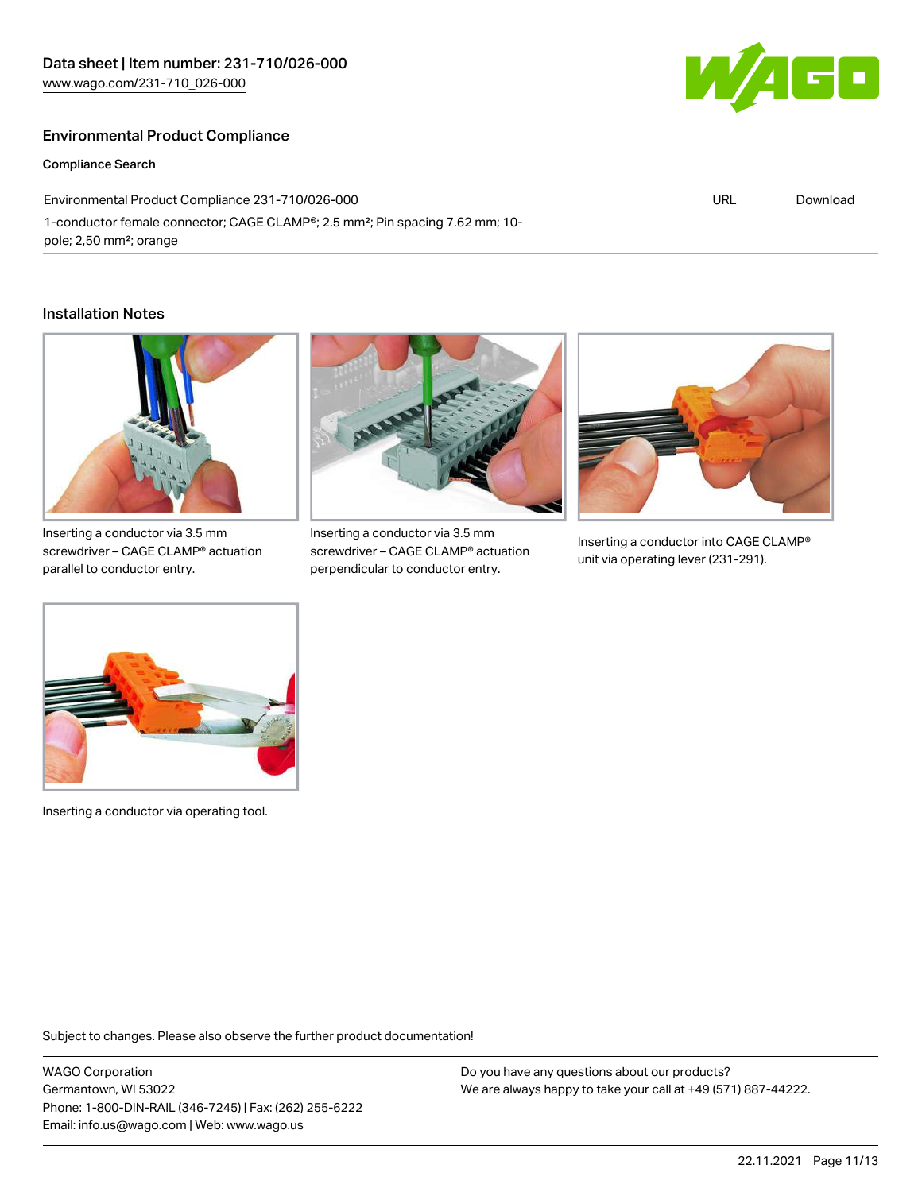## Environmental Product Compliance

### Compliance Search

| Environmental Product Compliance 231-710/026-000 | URL | Download |
| --- | --- | --- |
| 1-conductor female connector; CAGE CLAMP®; 2.5 mm²; Pin spacing 7.62 mm; 10-pole; 2,50 mm²; orange | | |

## Installation Notes

Inserting a conductor via 3.5 mm screwdriver – CAGE CLAMP® actuation parallel to conductor entry.

Inserting a conductor via 3.5 mm screwdriver – CAGE CLAMP® actuation perpendicular to conductor entry.

Inserting a conductor into CAGE CLAMP® unit via operating lever (231-291).

Inserting a conductor via operating tool.

Subject to changes. Please also observe the further product documentation!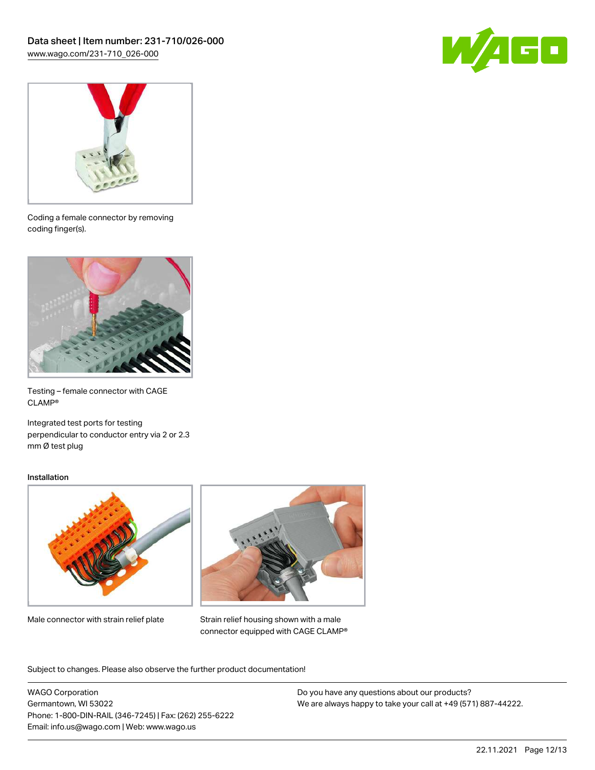Coding a female connector by removing coding finger(s).

Testing – female connector with CAGE CLAMP®

Integrated test ports for testing perpendicular to conductor entry via 2 or 2.3 mm Ø test plug

### Installation

Male connector with strain relief plate

Strain relief housing shown with a male connector equipped with CAGE CLAMP®

Subject to changes. Please also observe the further product documentation!

WAGO Corporation
Germantown, WI 53022
Phone: 1-800-DIN-RAIL (346-7245) | Fax: (262) 255-6222
Email: info.us@wago.com | Web: www.wago.us

Do you have any questions about our products?
We are always happy to take your call at +49 (571) 887-44222.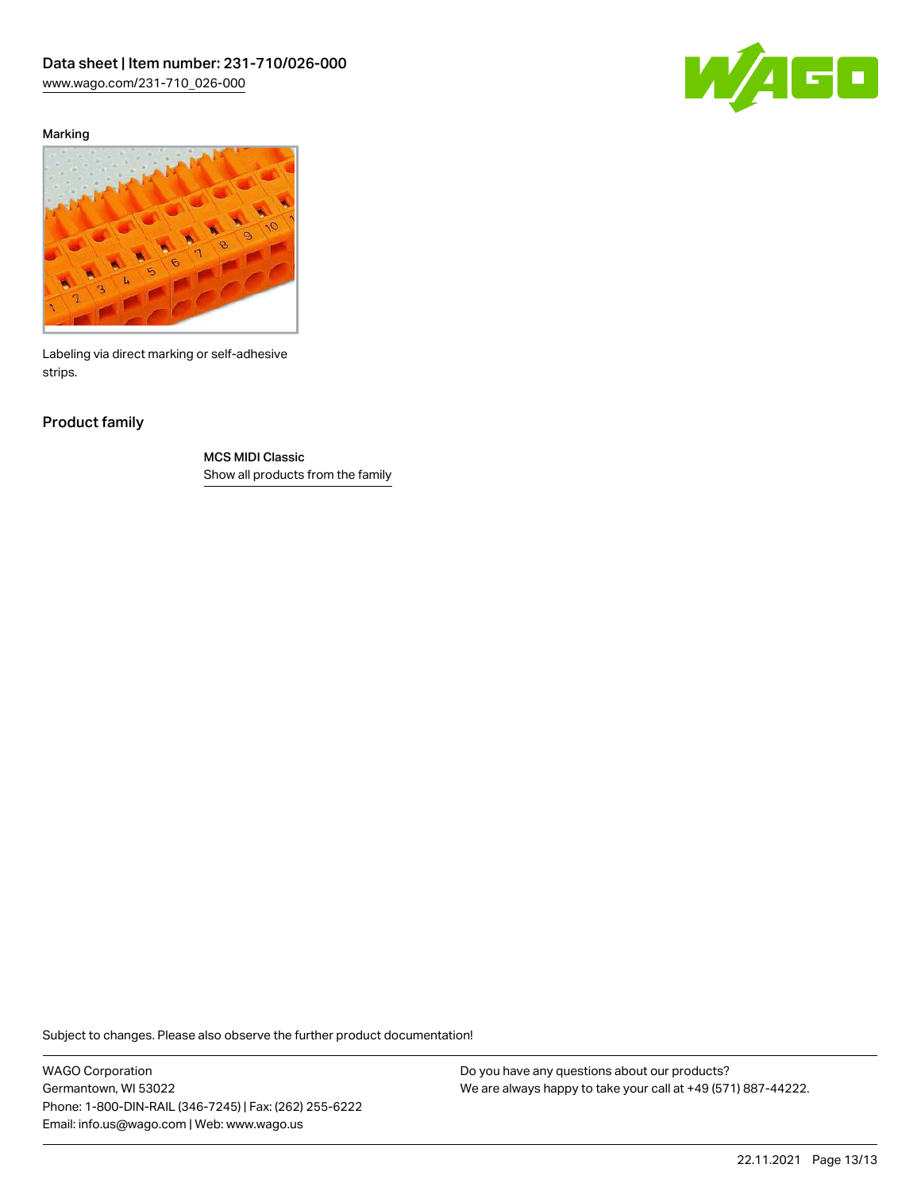Marking

Labeling via direct marking or self-adhesive strips.

## Product family

MCS MIDI Classic
Show all products from the family

Subject to changes. Please also observe the further product documentation!

WAGO Corporation
Germantown, WI 53022
Phone: 1-800-DIN-RAIL (346-7245) | Fax: (262) 255-6222
Email: info.us@wago.com | Web: www.wago.us

Do you have any questions about our products?
We are always happy to take your call at +49 (571) 887-44222.